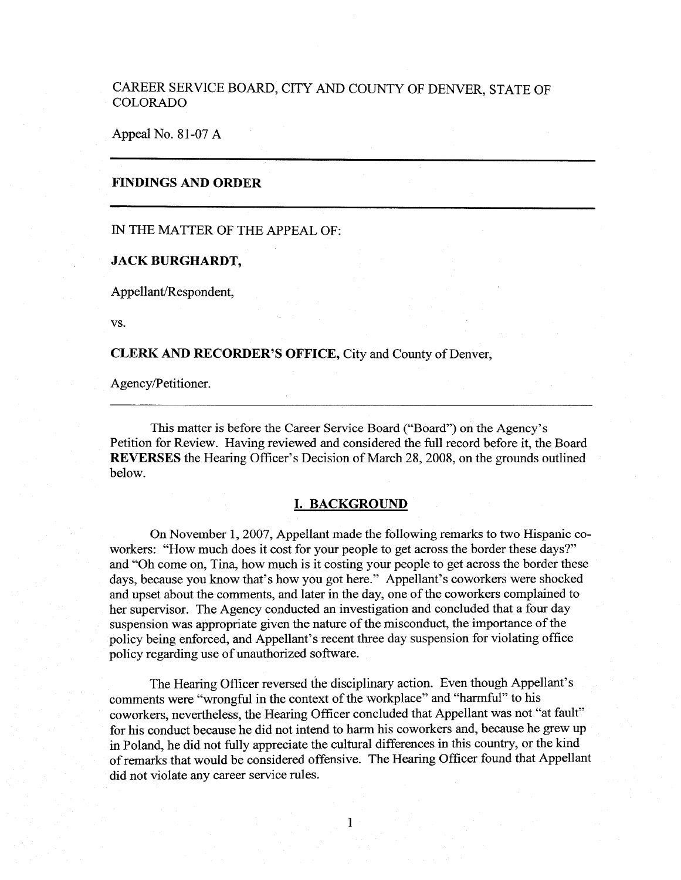CAREER SERVICE BOARD, CITY AND COUNTY OF DENVER, STATE OF COLORADO

Appeal No. 81-07 A

---

**FINDINGS AND ORDER**

---

IN THE MATTER OF THE APPEAL OF:

**JACK BURGHARDT,**

Appellant/Respondent,

vs.

**CLERK AND RECORDER'S OFFICE,** City and County of Denver,

Agency/Petitioner.

---

This matter is before the Career Service Board ("Board") on the Agency's Petition for Review. Having reviewed and considered the full record before it, the Board **REVERSES** the Hearing Officer's Decision of March 28, 2008, on the grounds outlined below.

## I. BACKGROUND

On November 1, 2007, Appellant made the following remarks to two Hispanic co-workers: "How much does it cost for your people to get across the border these days?" and "Oh come on, Tina, how much is it costing your people to get across the border these days, because you know that's how you got here." Appellant's coworkers were shocked and upset about the comments, and later in the day, one of the coworkers complained to her supervisor. The Agency conducted an investigation and concluded that a four day suspension was appropriate given the nature of the misconduct, the importance of the policy being enforced, and Appellant's recent three day suspension for violating office policy regarding use of unauthorized software.

The Hearing Officer reversed the disciplinary action. Even though Appellant's comments were "wrongful in the context of the workplace" and "harmful" to his coworkers, nevertheless, the Hearing Officer concluded that Appellant was not "at fault" for his conduct because he did not intend to harm his coworkers and, because he grew up in Poland, he did not fully appreciate the cultural differences in this country, or the kind of remarks that would be considered offensive. The Hearing Officer found that Appellant did not violate any career service rules.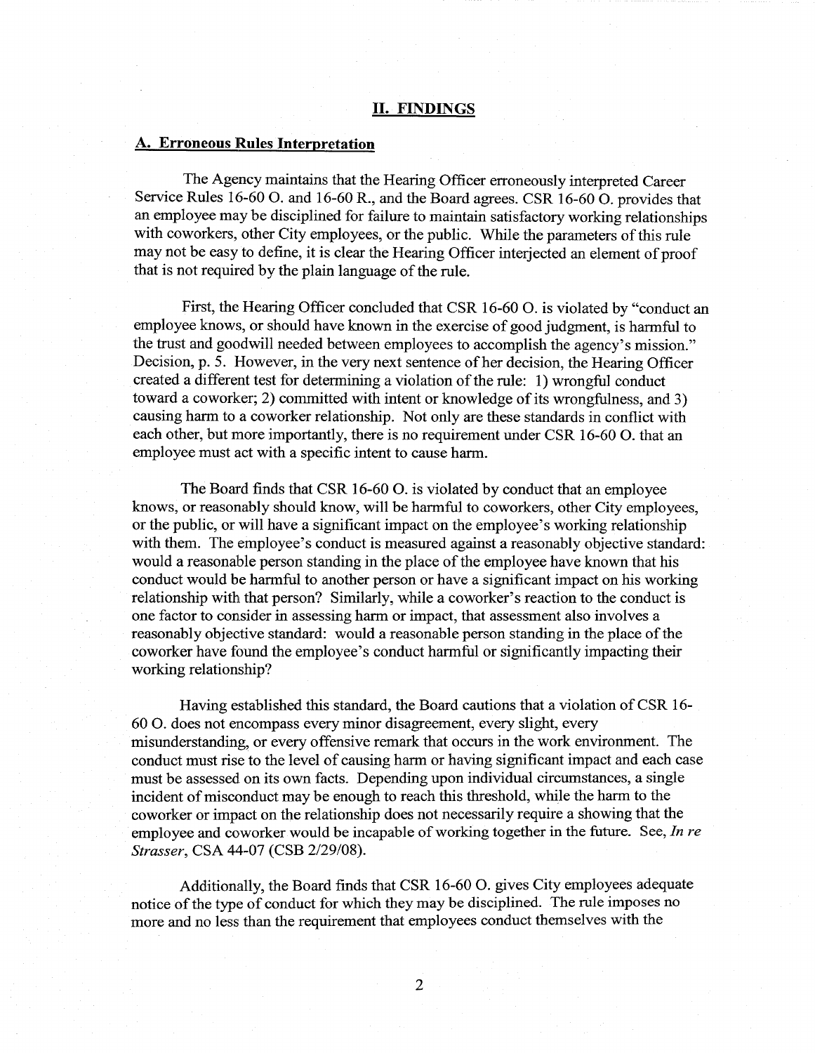## II. FINDINGS

### A. Erroneous Rules Interpretation

The Agency maintains that the Hearing Officer erroneously interpreted Career Service Rules 16-60 O. and 16-60 R., and the Board agrees. CSR 16-60 O. provides that an employee may be disciplined for failure to maintain satisfactory working relationships with coworkers, other City employees, or the public. While the parameters of this rule may not be easy to define, it is clear the Hearing Officer interjected an element of proof that is not required by the plain language of the rule.

First, the Hearing Officer concluded that CSR 16-60 O. is violated by "conduct an employee knows, or should have known in the exercise of good judgment, is harmful to the trust and goodwill needed between employees to accomplish the agency's mission." Decision, p. 5. However, in the very next sentence of her decision, the Hearing Officer created a different test for determining a violation of the rule: 1) wrongful conduct toward a coworker; 2) committed with intent or knowledge of its wrongfulness, and 3) causing harm to a coworker relationship. Not only are these standards in conflict with each other, but more importantly, there is no requirement under CSR 16-60 O. that an employee must act with a specific intent to cause harm.

The Board finds that CSR 16-60 O. is violated by conduct that an employee knows, or reasonably should know, will be harmful to coworkers, other City employees, or the public, or will have a significant impact on the employee's working relationship with them. The employee's conduct is measured against a reasonably objective standard: would a reasonable person standing in the place of the employee have known that his conduct would be harmful to another person or have a significant impact on his working relationship with that person? Similarly, while a coworker's reaction to the conduct is one factor to consider in assessing harm or impact, that assessment also involves a reasonably objective standard: would a reasonable person standing in the place of the coworker have found the employee's conduct harmful or significantly impacting their working relationship?

Having established this standard, the Board cautions that a violation of CSR 16-60 O. does not encompass every minor disagreement, every slight, every misunderstanding, or every offensive remark that occurs in the work environment. The conduct must rise to the level of causing harm or having significant impact and each case must be assessed on its own facts. Depending upon individual circumstances, a single incident of misconduct may be enough to reach this threshold, while the harm to the coworker or impact on the relationship does not necessarily require a showing that the employee and coworker would be incapable of working together in the future. See, *In re Strasser*, CSA 44-07 (CSB 2/29/08).

Additionally, the Board finds that CSR 16-60 O. gives City employees adequate notice of the type of conduct for which they may be disciplined. The rule imposes no more and no less than the requirement that employees conduct themselves with the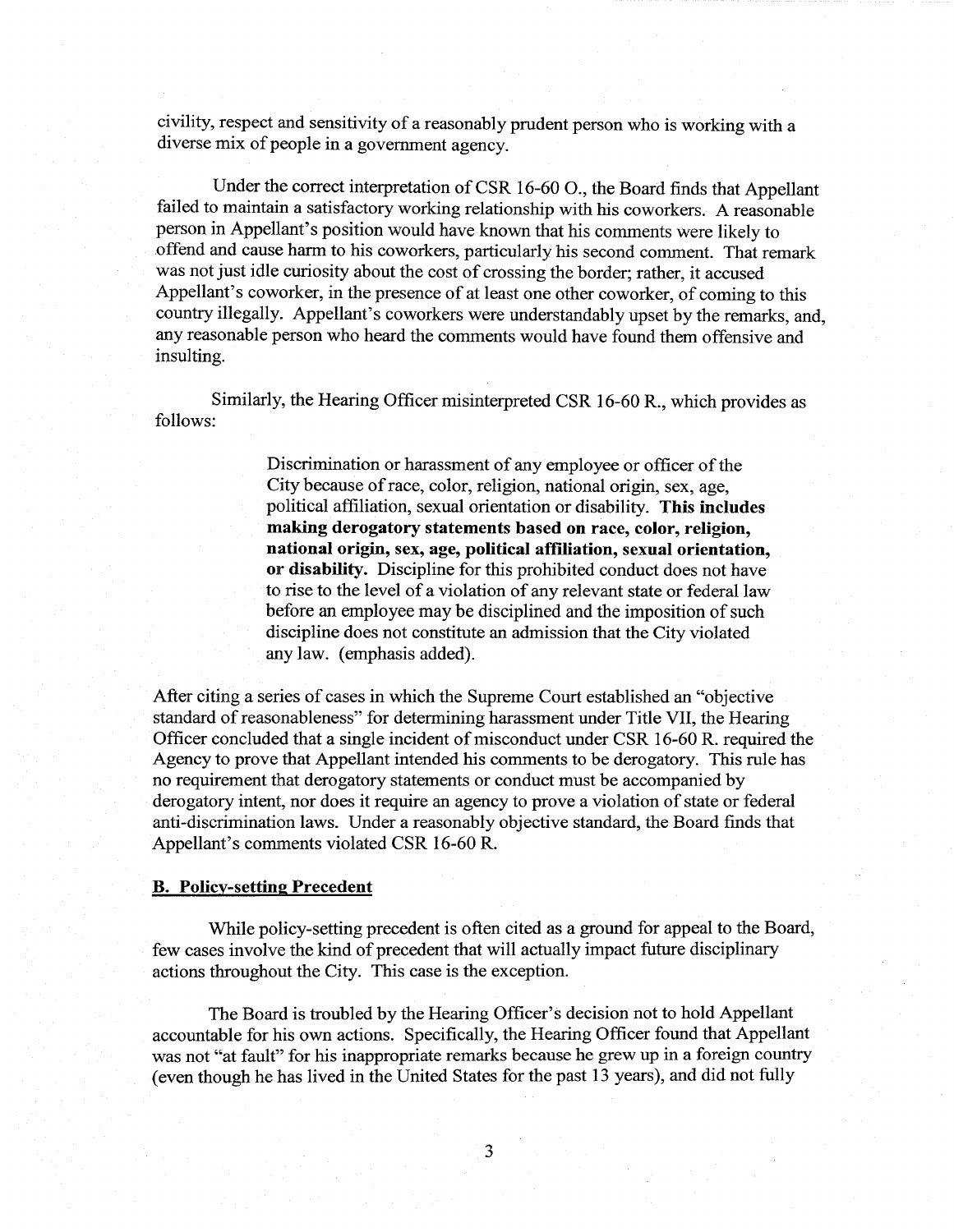civility, respect and sensitivity of a reasonably prudent person who is working with a diverse mix of people in a government agency.

Under the correct interpretation of CSR 16-60 O., the Board finds that Appellant failed to maintain a satisfactory working relationship with his coworkers. A reasonable person in Appellant's position would have known that his comments were likely to offend and cause harm to his coworkers, particularly his second comment. That remark was not just idle curiosity about the cost of crossing the border; rather, it accused Appellant's coworker, in the presence of at least one other coworker, of coming to this country illegally. Appellant's coworkers were understandably upset by the remarks, and, any reasonable person who heard the comments would have found them offensive and insulting.

Similarly, the Hearing Officer misinterpreted CSR 16-60 R., which provides as follows:

> Discrimination or harassment of any employee or officer of the City because of race, color, religion, national origin, sex, age, political affiliation, sexual orientation or disability. **This includes making derogatory statements based on race, color, religion, national origin, sex, age, political affiliation, sexual orientation, or disability.** Discipline for this prohibited conduct does not have to rise to the level of a violation of any relevant state or federal law before an employee may be disciplined and the imposition of such discipline does not constitute an admission that the City violated any law. (emphasis added).

After citing a series of cases in which the Supreme Court established an "objective standard of reasonableness" for determining harassment under Title VII, the Hearing Officer concluded that a single incident of misconduct under CSR 16-60 R. required the Agency to prove that Appellant intended his comments to be derogatory. This rule has no requirement that derogatory statements or conduct must be accompanied by derogatory intent, nor does it require an agency to prove a violation of state or federal anti-discrimination laws. Under a reasonably objective standard, the Board finds that Appellant's comments violated CSR 16-60 R.

### B. Policy-setting Precedent

While policy-setting precedent is often cited as a ground for appeal to the Board, few cases involve the kind of precedent that will actually impact future disciplinary actions throughout the City. This case is the exception.

The Board is troubled by the Hearing Officer's decision not to hold Appellant accountable for his own actions. Specifically, the Hearing Officer found that Appellant was not "at fault" for his inappropriate remarks because he grew up in a foreign country (even though he has lived in the United States for the past 13 years), and did not fully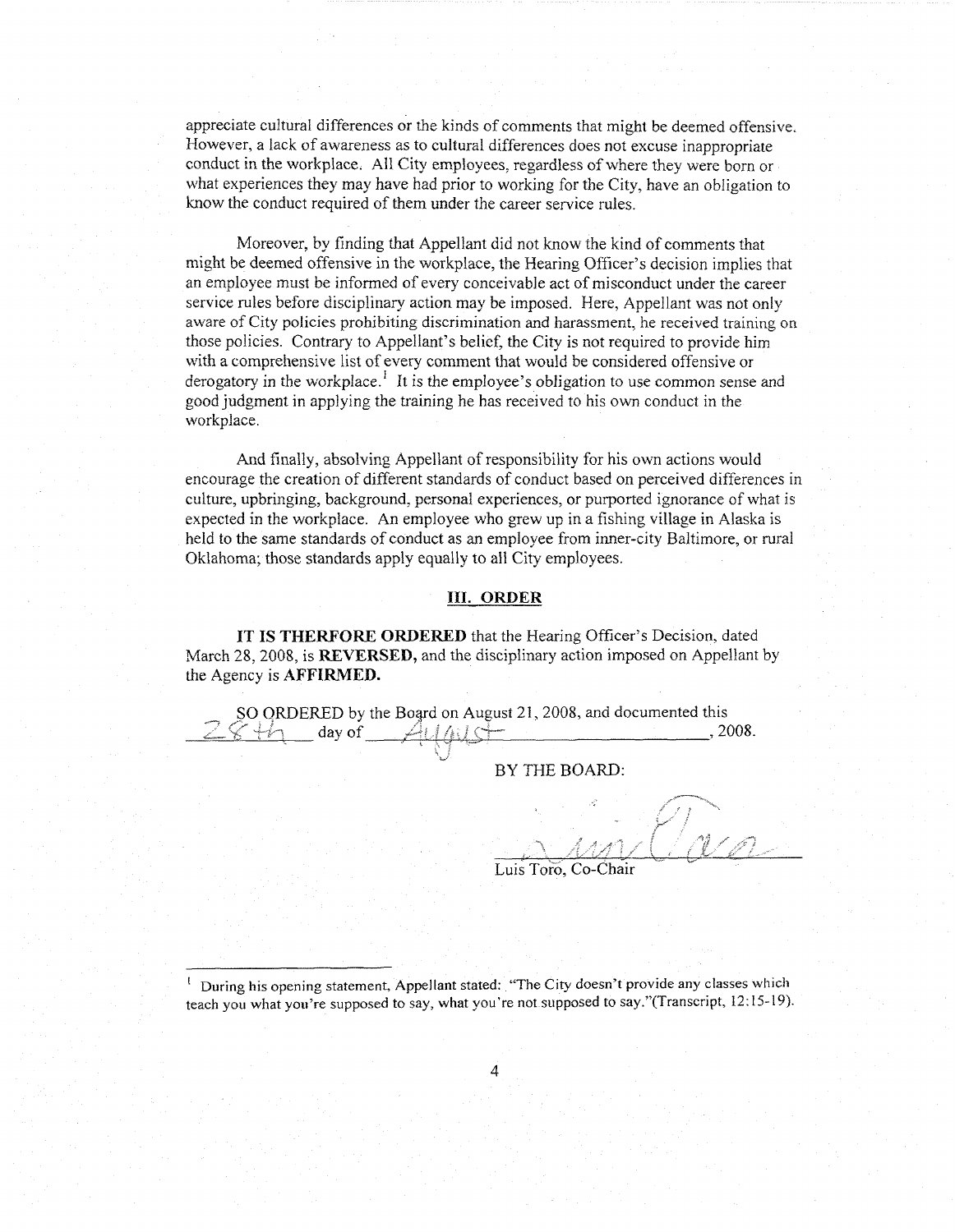appreciate cultural differences or the kinds of comments that might be deemed offensive. However, a lack of awareness as to cultural differences does not excuse inappropriate conduct in the workplace. All City employees, regardless of where they were born or what experiences they may have had prior to working for the City, have an obligation to know the conduct required of them under the career service rules.

Moreover, by finding that Appellant did not know the kind of comments that might be deemed offensive in the workplace, the Hearing Officer's decision implies that an employee must be informed of every conceivable act of misconduct under the career service rules before disciplinary action may be imposed. Here, Appellant was not only aware of City policies prohibiting discrimination and harassment, he received training on those policies. Contrary to Appellant's belief, the City is not required to provide him with a comprehensive list of every comment that would be considered offensive or derogatory in the workplace.[1] It is the employee's obligation to use common sense and good judgment in applying the training he has received to his own conduct in the workplace.

And finally, absolving Appellant of responsibility for his own actions would encourage the creation of different standards of conduct based on perceived differences in culture, upbringing, background, personal experiences, or purported ignorance of what is expected in the workplace. An employee who grew up in a fishing village in Alaska is held to the same standards of conduct as an employee from inner-city Baltimore, or rural Oklahoma; those standards apply equally to all City employees.

## III. ORDER

**IT IS THERFORE ORDERED** that the Hearing Officer's Decision, dated March 28, 2008, is **REVERSED,** and the disciplinary action imposed on Appellant by the Agency is **AFFIRMED.**

SO ORDERED by the Board on August 21, 2008, and documented this 28th day of August, 2008.

BY THE BOARD:

Luis Toro, Co-Chair

---

[1] During his opening statement, Appellant stated: "The City doesn't provide any classes which teach you what you're supposed to say, what you're not supposed to say."(Transcript, 12:15-19).